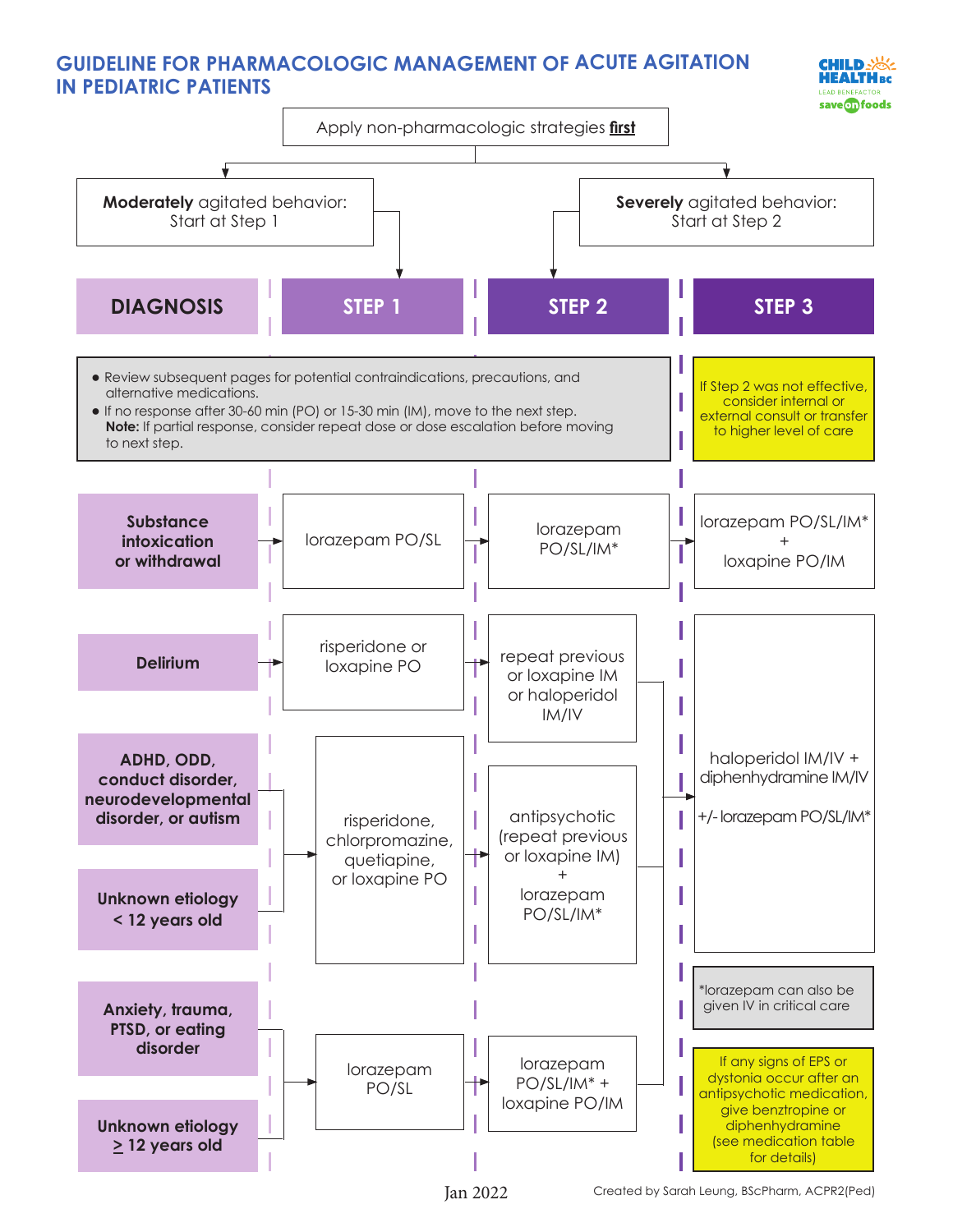# GUIDELINE FOR PHARMACOLOGIC MANAGEMENT OF ACUTE AGITATION IN PEDIATRIC PATIENTS

Apply non-pharmacologic strategies **first**

- **Moderately** agitated behavior: Start at Step 1
- **Severely** agitated behavior: Start at Step 2

- Review subsequent pages for potential contraindications, precautions, and alternative medications.
- If no response after 30-60 min (PO) or 15-30 min (IM), move to the next step.
  **Note:** If partial response, consider repeat dose or dose escalation before moving to next step.

**Step 3:** If Step 2 was not effective, consider internal or external consult or transfer to higher level of care

| DIAGNOSIS | STEP 1 | STEP 2 | STEP 3 |
|---|---|---|---|
| **Substance intoxication or withdrawal** | lorazepam PO/SL | lorazepam PO/SL/IM* | lorazepam PO/SL/IM* + loxapine PO/IM |
| **Delirium** | risperidone or loxapine PO | repeat previous or loxapine IM or haloperidol IM/IV | haloperidol IM/IV + diphenhydramine IM/IV +/- lorazepam PO/SL/IM* |
| **ADHD, ODD, conduct disorder, neurodevelopmental disorder, or autism** | risperidone, chlorpromazine, quetiapine, or loxapine PO | antipsychotic (repeat previous or loxapine IM) + lorazepam PO/SL/IM* | haloperidol IM/IV + diphenhydramine IM/IV +/- lorazepam PO/SL/IM* |
| **Unknown etiology < 12 years old** | risperidone, chlorpromazine, quetiapine, or loxapine PO | antipsychotic (repeat previous or loxapine IM) + lorazepam PO/SL/IM* | haloperidol IM/IV + diphenhydramine IM/IV +/- lorazepam PO/SL/IM* |
| **Anxiety, trauma, PTSD, or eating disorder** | lorazepam PO/SL | lorazepam PO/SL/IM* + loxapine PO/IM | haloperidol IM/IV + diphenhydramine IM/IV +/- lorazepam PO/SL/IM* |
| **Unknown etiology ≥ 12 years old** | lorazepam PO/SL | lorazepam PO/SL/IM* + loxapine PO/IM | haloperidol IM/IV + diphenhydramine IM/IV +/- lorazepam PO/SL/IM* |

*lorazepam can also be given IV in critical care

If any signs of EPS or dystonia occur after an antipsychotic medication, give benztropine or diphenhydramine (see medication table for details)

Jan 2022

Created by Sarah Leung, BScPharm, ACPR2(Ped)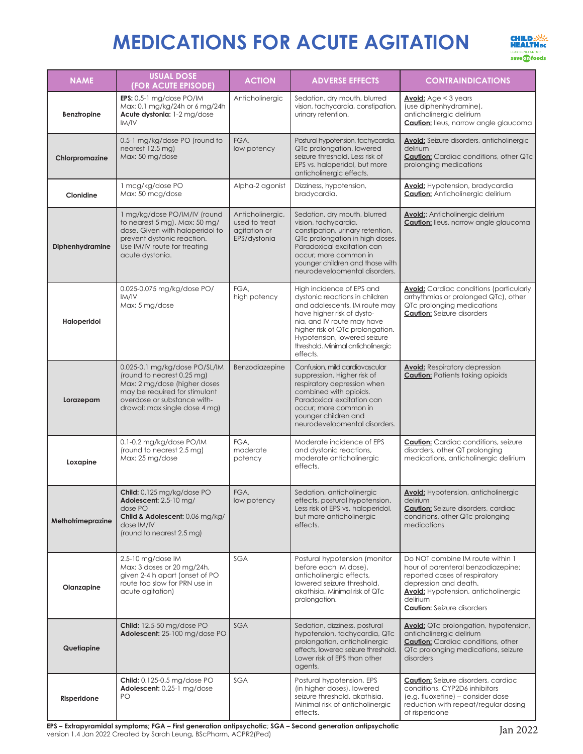# MEDICATIONS FOR ACUTE AGITATION

| NAME | USUAL DOSE (FOR ACUTE EPISODE) | ACTION | ADVERSE EFFECTS | CONTRAINDICATIONS |
| --- | --- | --- | --- | --- |
| **Benztropine** | **EPS:** 0.5-1 mg/dose PO/IM Max: 0.1 mg/kg/24h or 6 mg/24h **Acute dystonia:** 1-2 mg/dose IM/IV | Anticholinergic | Sedation, dry mouth, blurred vision, tachycardia, constipation, urinary retention. | **Avoid:** Age < 3 years (use diphenhydramine), anticholinergic delirium **Caution:** Ileus, narrow angle glaucoma |
| **Chlorpromazine** | 0.5-1 mg/kg/dose PO (round to nearest 12.5 mg) Max: 50 mg/dose | FGA, low potency | Postural hypotension, tachycardia, QTc prolongation, lowered seizure threshold. Less risk of EPS vs. haloperidol, but more anticholinergic effects. | **Avoid:** Seizure disorders, anticholinergic delirium **Caution:** Cardiac conditions, other QTc prolonging medications |
| **Clonidine** | 1 mcg/kg/dose PO Max: 50 mcg/dose | Alpha-2 agonist | Dizziness, hypotension, bradycardia. | **Avoid:** Hypotension, bradycardia **Caution:** Anticholinergic delirium |
| **Diphenhydramine** | 1 mg/kg/dose PO/IM/IV (round to nearest 5 mg). Max: 50 mg/dose. Given with haloperidol to prevent dystonic reaction. Use IM/IV route for treating acute dystonia. | Anticholinergic, used to treat agitation or EPS/dystonia | Sedation, dry mouth, blurred vision, tachycardia, constipation, urinary retention. QTc prolongation in high doses. Paradoxical excitation can occur; more common in younger children and those with neurodevelopmental disorders. | **Avoid:**: Anticholinergic delirium **Caution:** Ileus, narrow angle glaucoma |
| **Haloperidol** | 0.025-0.075 mg/kg/dose PO/IM/IV Max: 5 mg/dose | FGA, high potency | High incidence of EPS and dystonic reactions in children and adolescents. IM route may have higher risk of dystonia, and IV route may have higher risk of QTc prolongation. Hypotension, lowered seizure threshold. Minimal anticholinergic effects. | **Avoid:** Cardiac conditions (particularly arrhythmias or prolonged QTc), other QTc prolonging medications **Caution:** Seizure disorders |
| **Lorazepam** | 0.025-0.1 mg/kg/dose PO/SL/IM (round to nearest 0.25 mg) Max: 2 mg/dose (higher doses may be required for stimulant overdose or substance withdrawal; max single dose 4 mg) | Benzodiazepine | Confusion, mild cardiovascular suppression. Higher risk of respiratory depression when combined with opioids. Paradoxical excitation can occur; more common in younger children and neurodevelopmental disorders. | **Avoid:** Respiratory depression **Caution:** Patients taking opioids |
| **Loxapine** | 0.1-0.2 mg/kg/dose PO/IM (round to nearest 2.5 mg) Max: 25 mg/dose | FGA, moderate potency | Moderate incidence of EPS and dystonic reactions, moderate anticholinergic effects. | **Caution:** Cardiac conditions, seizure disorders, other QT prolonging medications, anticholinergic delirium |
| **Methotrimeprazine** | **Child:** 0.125 mg/kg/dose PO **Adolescent:** 2.5-10 mg/dose PO **Child & Adolescent:** 0.06 mg/kg/dose IM/IV (round to nearest 2.5 mg) | FGA, low potency | Sedation, anticholinergic effects, postural hypotension. Less risk of EPS vs. haloperidol, but more anticholinergic effects. | **Avoid:** Hypotension, anticholinergic delirium **Caution:** Seizure disorders, cardiac conditions, other QTc prolonging medications |
| **Olanzapine** | 2.5-10 mg/dose IM Max: 3 doses or 20 mg/24h, given 2-4 h apart (onset of PO route too slow for PRN use in acute agitation) | SGA | Postural hypotension (monitor before each IM dose), anticholinergic effects, lowered seizure threshold, akathisia. Minimal risk of QTc prolongation. | Do NOT combine IM route within 1 hour of parenteral benzodiazepine; reported cases of respiratory depression and death. **Avoid:** Hypotension, anticholinergic delirium **Caution:** Seizure disorders |
| **Quetiapine** | **Child:** 12.5-50 mg/dose PO **Adolescent:** 25-100 mg/dose PO | SGA | Sedation, dizziness, postural hypotension, tachycardia, QTc prolongation, anticholinergic effects, lowered seizure threshold. Lower risk of EPS than other agents. | **Avoid:** QTc prolongation, hypotension, anticholinergic delirium **Caution:** Cardiac conditions, other QTc prolonging medications, seizure disorders |
| **Risperidone** | **Child:** 0.125-0.5 mg/dose PO **Adolescent:** 0.25-1 mg/dose PO | SGA | Postural hypotension, EPS (in higher doses), lowered seizure threshold, akathisia. Minimal risk of anticholinergic effects. | **Caution:** Seizure disorders, cardiac conditions, CYP2D6 inhibitors (e.g. fluoxetine) – consider dose reduction with repeat/regular dosing of risperidone |

**EPS – Extrapyramidal symptoms; FGA – First generation antipsychotic; SGA – Second generation antipsychotic**
version 1.4 Jan 2022 Created by Sarah Leung, BScPharm, ACPR2(Ped)

Jan 2022